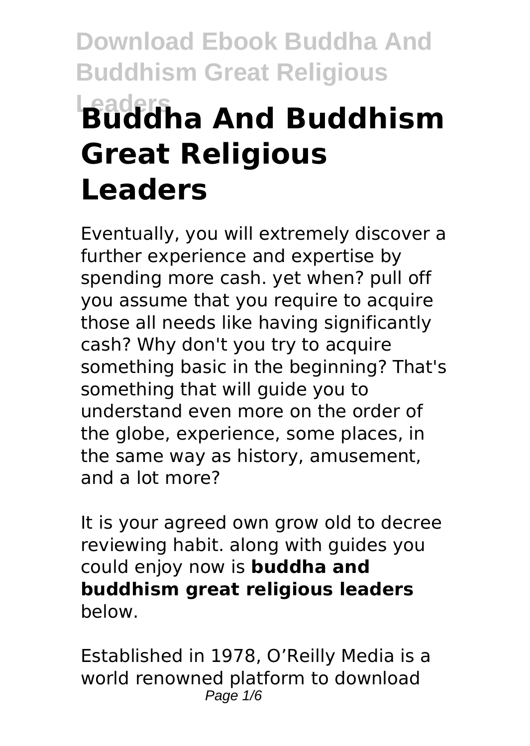# Buddha And Buddhism Great Religious Leaders

Eventually, you will extremely discover a further experience and expertise by spending more cash. yet when? pull off you assume that you require to acquire those all needs like having significantly cash? Why don't you try to acquire something basic in the beginning? That's something that will guide you to understand even more on the order of the globe, experience, some places, in the same way as history, amusement, and a lot more?

It is your agreed own grow old to decree reviewing habit. along with guides you could enjoy now is **buddha and buddhism great religious leaders** below.

Established in 1978, O'Reilly Media is a world renowned platform to download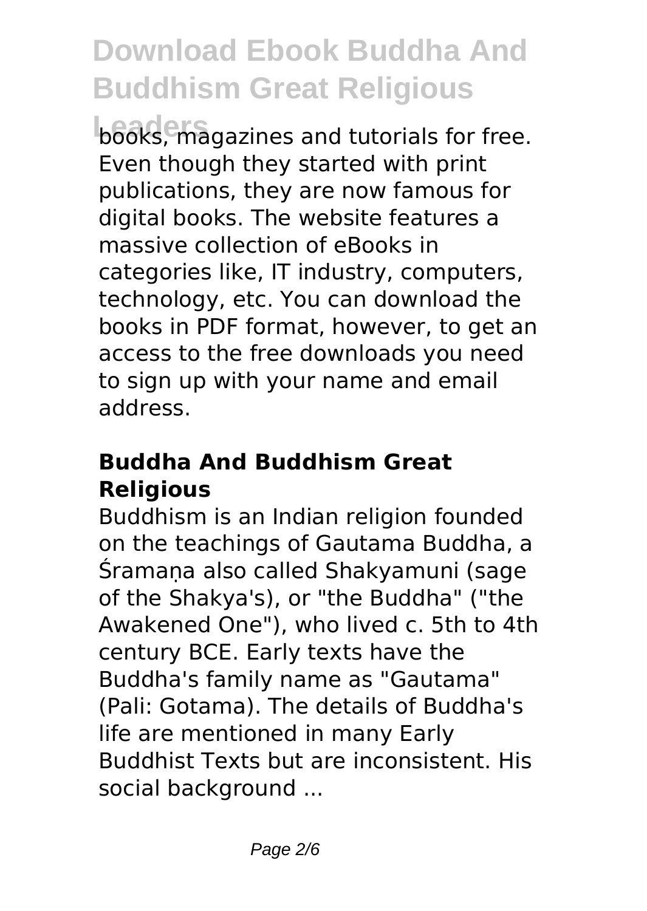books, magazines and tutorials for free. Even though they started with print publications, they are now famous for digital books. The website features a massive collection of eBooks in categories like, IT industry, computers, technology, etc. You can download the books in PDF format, however, to get an access to the free downloads you need to sign up with your name and email address.

### Buddha And Buddhism Great Religious

Buddhism is an Indian religion founded on the teachings of Gautama Buddha, a Śramaṇa also called Shakyamuni (sage of the Shakya's), or "the Buddha" ("the Awakened One"), who lived c. 5th to 4th century BCE. Early texts have the Buddha's family name as "Gautama" (Pali: Gotama). The details of Buddha's life are mentioned in many Early Buddhist Texts but are inconsistent. His social background ...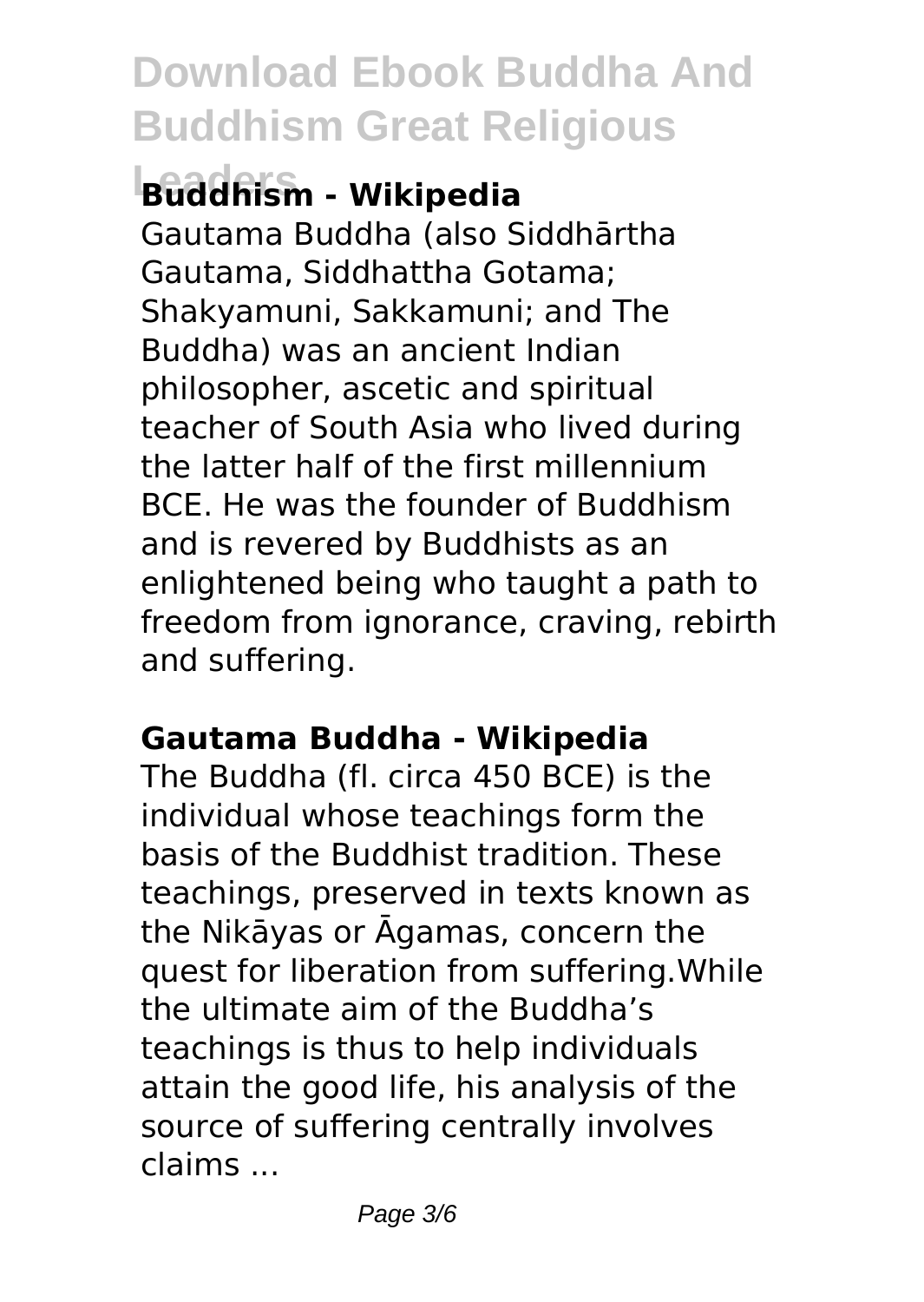## Buddhism - Wikipedia

Gautama Buddha (also Siddhārtha Gautama, Siddhattha Gotama; Shakyamuni, Sakkamuni; and The Buddha) was an ancient Indian philosopher, ascetic and spiritual teacher of South Asia who lived during the latter half of the first millennium BCE. He was the founder of Buddhism and is revered by Buddhists as an enlightened being who taught a path to freedom from ignorance, craving, rebirth and suffering.

## Gautama Buddha - Wikipedia

The Buddha (fl. circa 450 BCE) is the individual whose teachings form the basis of the Buddhist tradition. These teachings, preserved in texts known as the Nikāyas or Āgamas, concern the quest for liberation from suffering.While the ultimate aim of the Buddha's teachings is thus to help individuals attain the good life, his analysis of the source of suffering centrally involves claims ...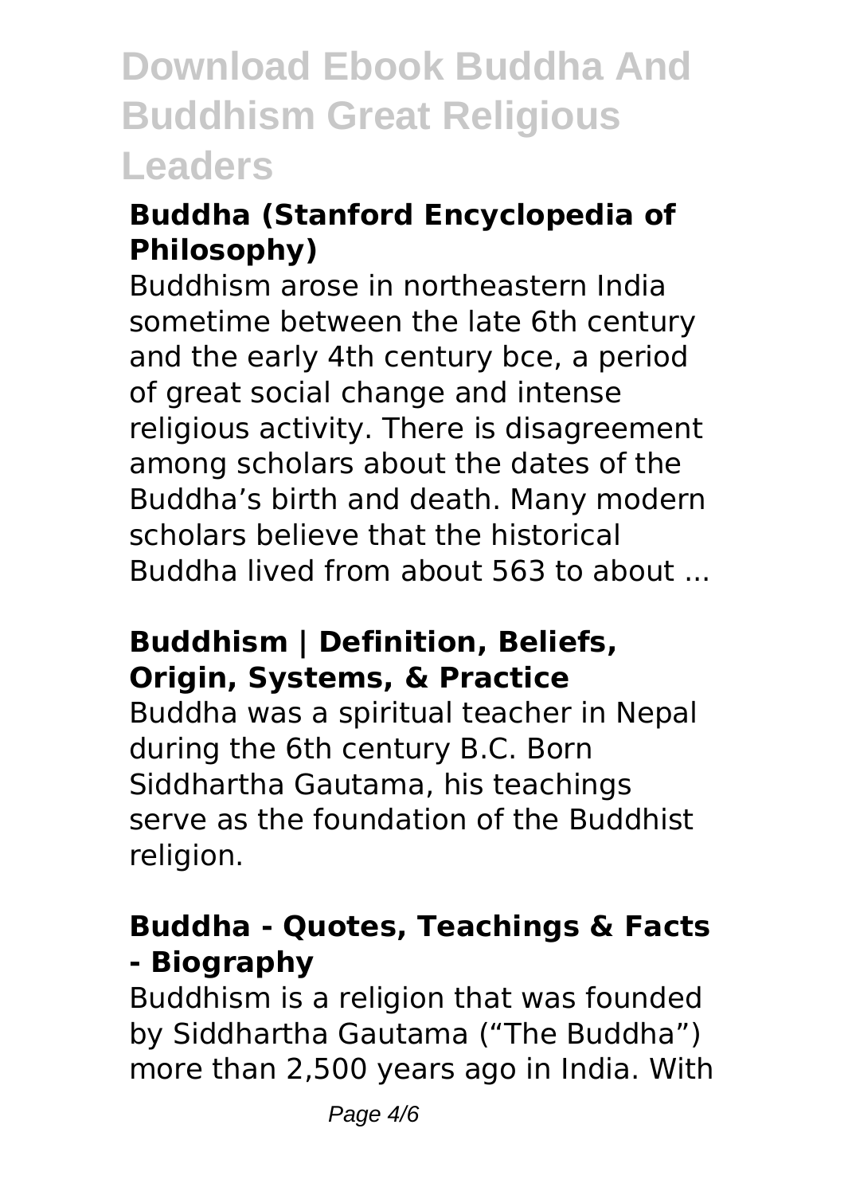### Buddha (Stanford Encyclopedia of Philosophy)

Buddhism arose in northeastern India sometime between the late 6th century and the early 4th century bce, a period of great social change and intense religious activity. There is disagreement among scholars about the dates of the Buddha's birth and death. Many modern scholars believe that the historical Buddha lived from about 563 to about ...

### Buddhism | Definition, Beliefs, Origin, Systems, & Practice

Buddha was a spiritual teacher in Nepal during the 6th century B.C. Born Siddhartha Gautama, his teachings serve as the foundation of the Buddhist religion.

### Buddha - Quotes, Teachings & Facts - Biography

Buddhism is a religion that was founded by Siddhartha Gautama ("The Buddha") more than 2,500 years ago in India. With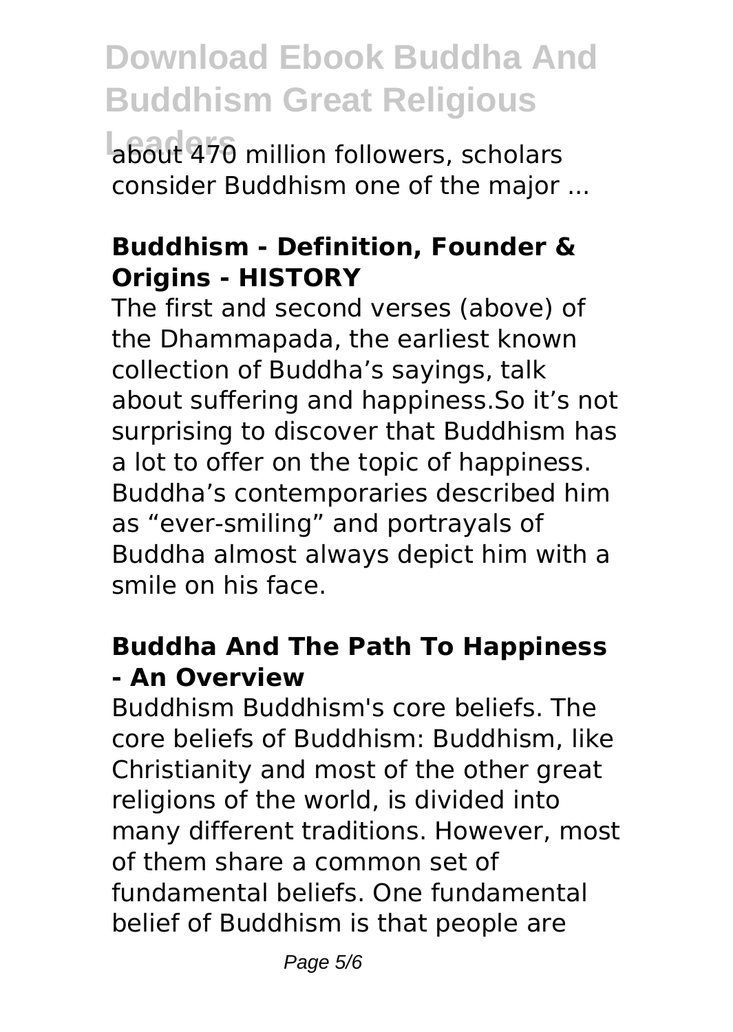about 470 million followers, scholars consider Buddhism one of the major ...

### Buddhism - Definition, Founder & Origins - HISTORY

The first and second verses (above) of the Dhammapada, the earliest known collection of Buddha's sayings, talk about suffering and happiness.So it's not surprising to discover that Buddhism has a lot to offer on the topic of happiness. Buddha's contemporaries described him as "ever-smiling" and portrayals of Buddha almost always depict him with a smile on his face.

### Buddha And The Path To Happiness - An Overview

Buddhism Buddhism's core beliefs. The core beliefs of Buddhism: Buddhism, like Christianity and most of the other great religions of the world, is divided into many different traditions. However, most of them share a common set of fundamental beliefs. One fundamental belief of Buddhism is that people are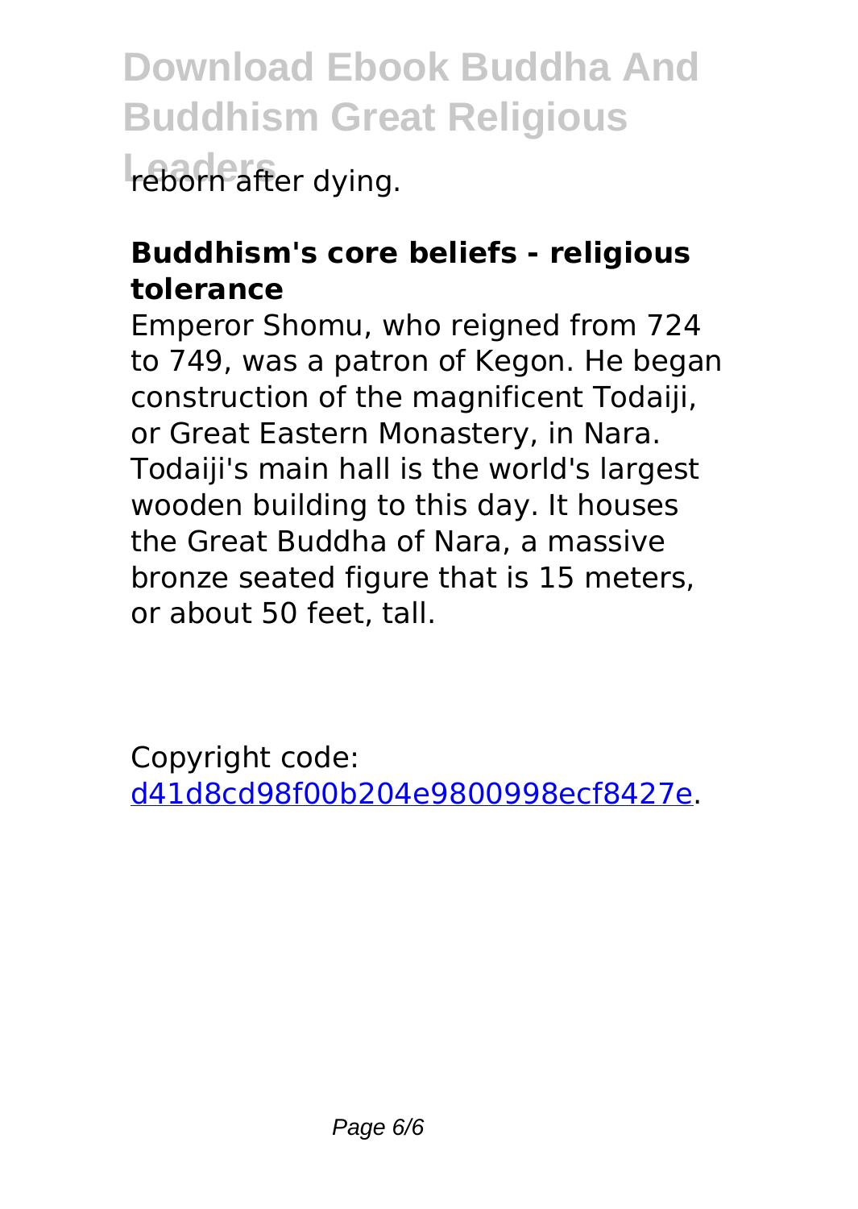reborn after dying.

**Buddhism's core beliefs - religious tolerance**

Emperor Shomu, who reigned from 724 to 749, was a patron of Kegon. He began construction of the magnificent Todaiji, or Great Eastern Monastery, in Nara. Todaiji's main hall is the world's largest wooden building to this day. It houses the Great Buddha of Nara, a massive bronze seated figure that is 15 meters, or about 50 feet, tall.

Copyright code: d41d8cd98f00b204e9800998ecf8427e.